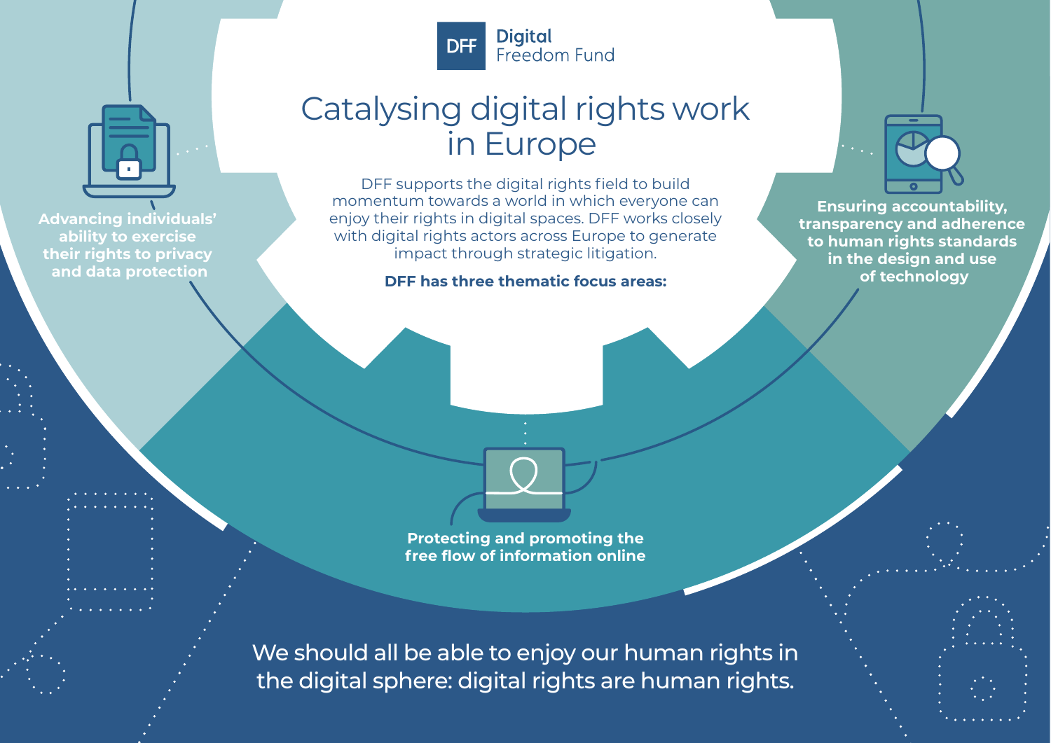DFF Digital Freedom Fund

# Catalysing digital rights work in Europe

DFF supports the digital rights field to build momentum towards a world in which everyone can enjoy their rights in digital spaces. DFF works closely with digital rights actors across Europe to generate impact through strategic litigation.

**DFF has three thematic focus areas:**

**Advancing individuals' ability to exercise their rights to privacy and data protection**

**Protecting and promoting the free flow of information online**

**Ensuring accountability, transparency and adherence to human rights standards in the design and use of technology**

We should all be able to enjoy our human rights in the digital sphere: digital rights are human rights.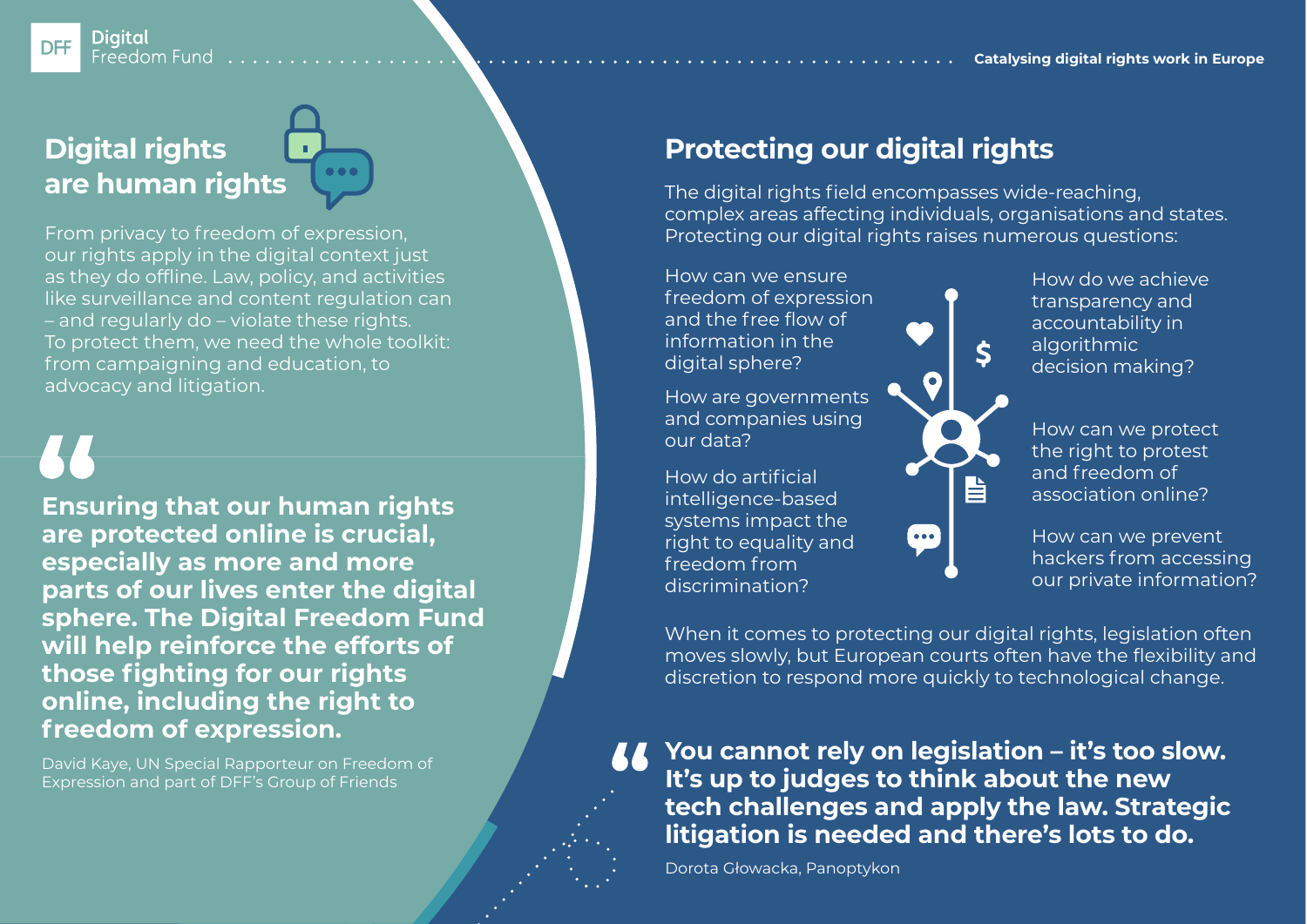## Digital rights are human rights

From privacy to freedom of expression, our rights apply in the digital context just as they do offline. Law, policy, and activities like surveillance and content regulation can – and regularly do – violate these rights. To protect them, we need the whole toolkit: from campaigning and education, to advocacy and litigation.

> **Ensuring that our human rights are protected online is crucial, especially as more and more parts of our lives enter the digital sphere. The Digital Freedom Fund will help reinforce the efforts of those fighting for our rights online, including the right to freedom of expression.**
>
> David Kaye, UN Special Rapporteur on Freedom of Expression and part of DFF's Group of Friends

## Protecting our digital rights

The digital rights field encompasses wide-reaching, complex areas affecting individuals, organisations and states. Protecting our digital rights raises numerous questions:

- How can we ensure freedom of expression and the free flow of information in the digital sphere?
- How are governments and companies using our data?
- How do artificial intelligence-based systems impact the right to equality and freedom from discrimination?
- How do we achieve transparency and accountability in algorithmic decision making?
- How can we protect the right to protest and freedom of association online?
- How can we prevent hackers from accessing our private information?

When it comes to protecting our digital rights, legislation often moves slowly, but European courts often have the flexibility and discretion to respond more quickly to technological change.

> **You cannot rely on legislation – it's too slow. It's up to judges to think about the new tech challenges and apply the law. Strategic litigation is needed and there's lots to do.**
>
> Dorota Głowacka, Panoptykon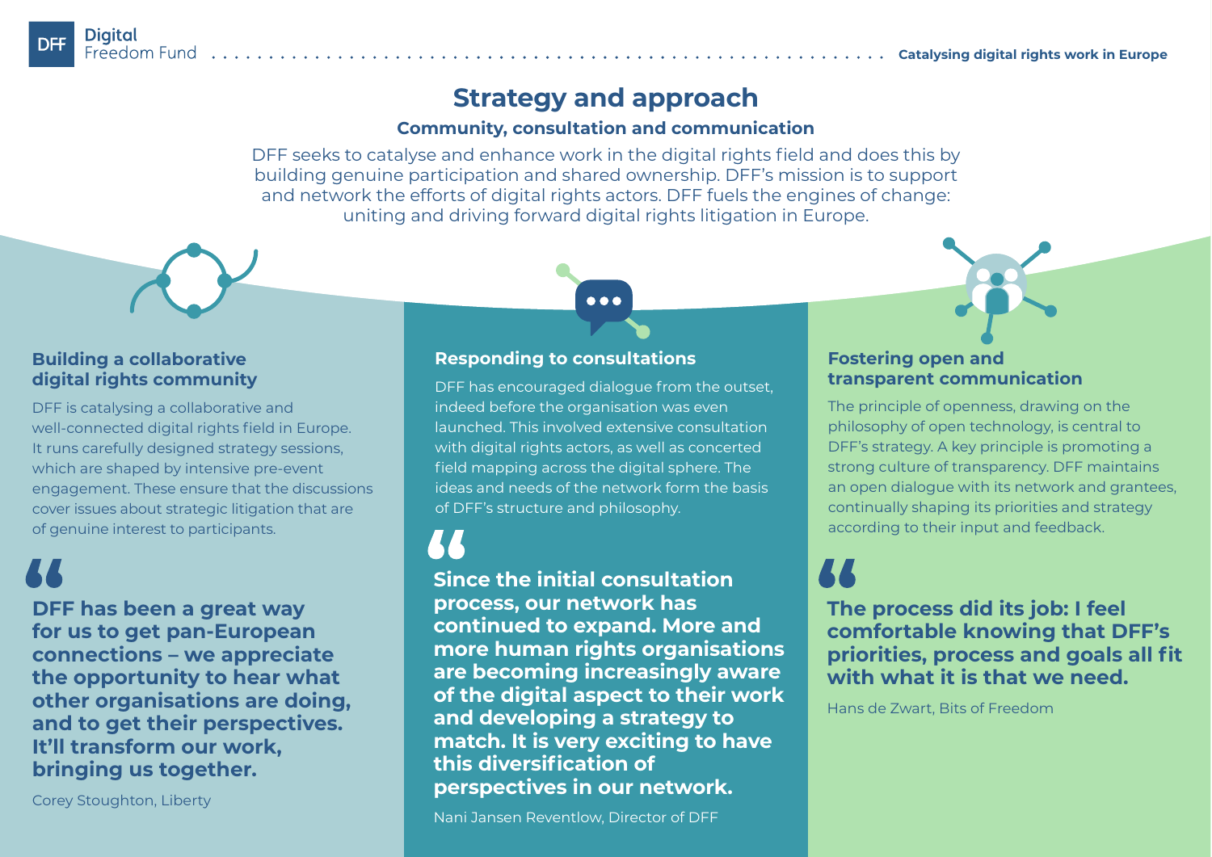## Strategy and approach

### Community, consultation and communication

DFF seeks to catalyse and enhance work in the digital rights field and does this by building genuine participation and shared ownership. DFF's mission is to support and network the efforts of digital rights actors. DFF fuels the engines of change: uniting and driving forward digital rights litigation in Europe.

### Building a collaborative digital rights community

DFF is catalysing a collaborative and well-connected digital rights field in Europe. It runs carefully designed strategy sessions, which are shaped by intensive pre-event engagement. These ensure that the discussions cover issues about strategic litigation that are of genuine interest to participants.

> **DFF has been a great way for us to get pan-European connections – we appreciate the opportunity to hear what other organisations are doing, and to get their perspectives. It'll transform our work, bringing us together.**
>
> Corey Stoughton, Liberty

### Responding to consultations

DFF has encouraged dialogue from the outset, indeed before the organisation was even launched. This involved extensive consultation with digital rights actors, as well as concerted field mapping across the digital sphere. The ideas and needs of the network form the basis of DFF's structure and philosophy.

> **Since the initial consultation process, our network has continued to expand. More and more human rights organisations are becoming increasingly aware of the digital aspect to their work and developing a strategy to match. It is very exciting to have this diversification of perspectives in our network.**
>
> Nani Jansen Reventlow, Director of DFF

### Fostering open and transparent communication

The principle of openness, drawing on the philosophy of open technology, is central to DFF's strategy. A key principle is promoting a strong culture of transparency. DFF maintains an open dialogue with its network and grantees, continually shaping its priorities and strategy according to their input and feedback.

> **The process did its job: I feel comfortable knowing that DFF's priorities, process and goals all fit with what it is that we need.**
>
> Hans de Zwart, Bits of Freedom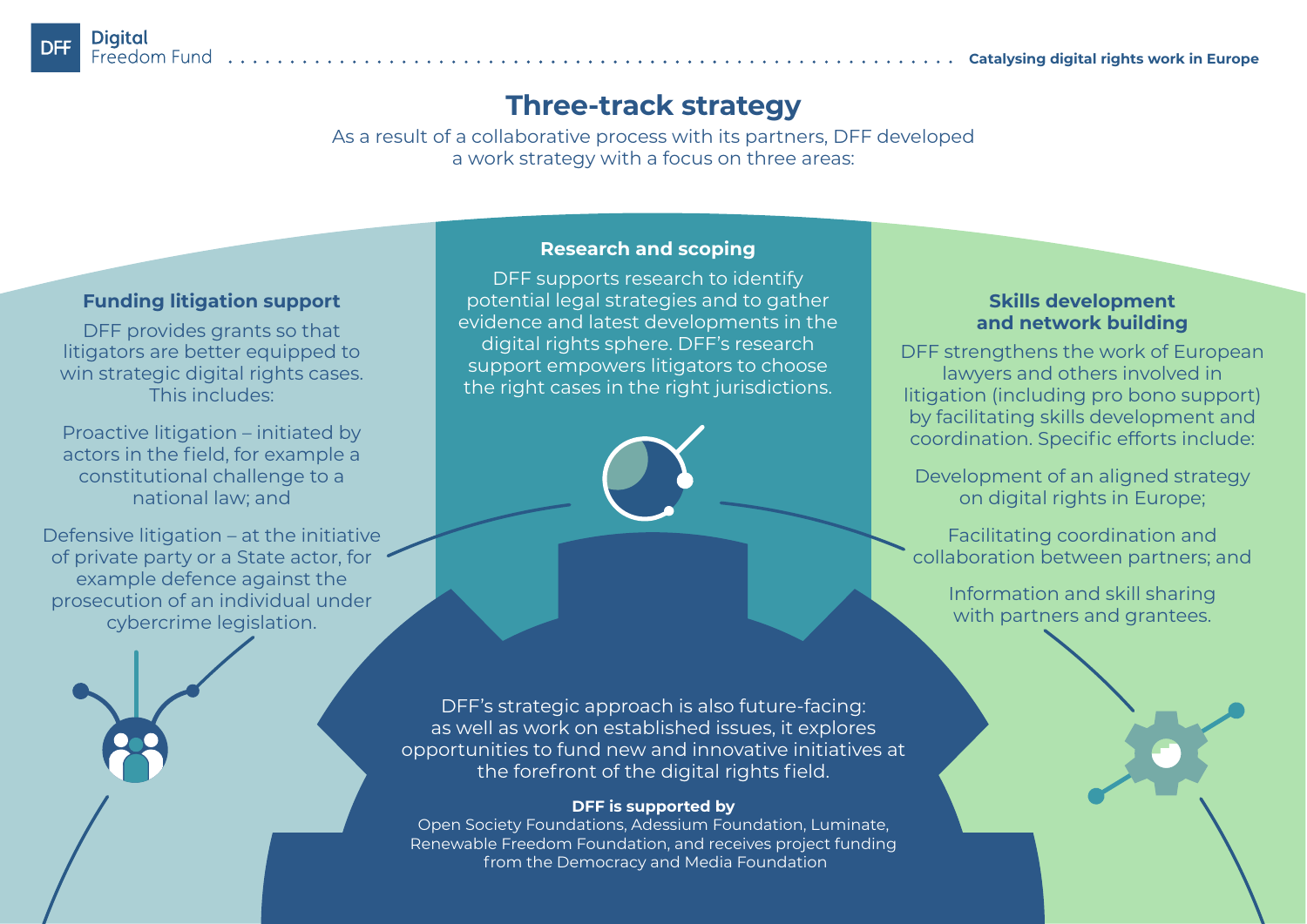# Three-track strategy

As a result of a collaborative process with its partners, DFF developed a work strategy with a focus on three areas:

## Funding litigation support

DFF provides grants so that litigators are better equipped to win strategic digital rights cases. This includes:

Proactive litigation – initiated by actors in the field, for example a constitutional challenge to a national law; and

Defensive litigation – at the initiative of private party or a State actor, for example defence against the prosecution of an individual under cybercrime legislation.

## Research and scoping

DFF supports research to identify potential legal strategies and to gather evidence and latest developments in the digital rights sphere. DFF's research support empowers litigators to choose the right cases in the right jurisdictions.

## Skills development and network building

DFF strengthens the work of European lawyers and others involved in litigation (including pro bono support) by facilitating skills development and coordination. Specific efforts include:

Development of an aligned strategy on digital rights in Europe;

Facilitating coordination and collaboration between partners; and

Information and skill sharing with partners and grantees.

DFF's strategic approach is also future-facing: as well as work on established issues, it explores opportunities to fund new and innovative initiatives at the forefront of the digital rights field.

**DFF is supported by**

Open Society Foundations, Adessium Foundation, Luminate, Renewable Freedom Foundation, and receives project funding from the Democracy and Media Foundation